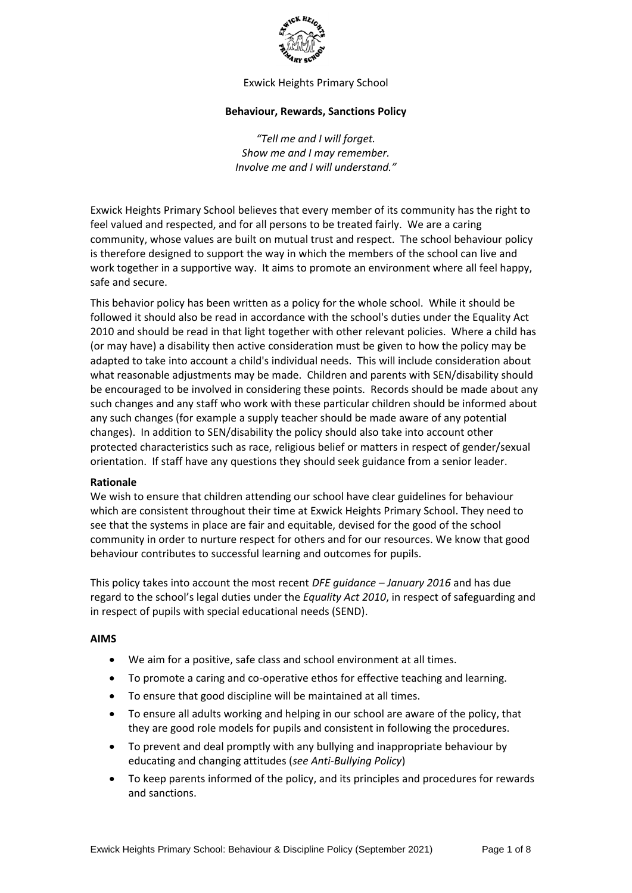Exwick Heights Primary School

**Behaviour, Rewards, Sanctions Policy**

*"Tell me and I will forget.*
*Show me and I may remember.*
*Involve me and I will understand."*

Exwick Heights Primary School believes that every member of its community has the right to feel valued and respected, and for all persons to be treated fairly. We are a caring community, whose values are built on mutual trust and respect. The school behaviour policy is therefore designed to support the way in which the members of the school can live and work together in a supportive way. It aims to promote an environment where all feel happy, safe and secure.

This behavior policy has been written as a policy for the whole school. While it should be followed it should also be read in accordance with the school's duties under the Equality Act 2010 and should be read in that light together with other relevant policies. Where a child has (or may have) a disability then active consideration must be given to how the policy may be adapted to take into account a child's individual needs. This will include consideration about what reasonable adjustments may be made. Children and parents with SEN/disability should be encouraged to be involved in considering these points. Records should be made about any such changes and any staff who work with these particular children should be informed about any such changes (for example a supply teacher should be made aware of any potential changes). In addition to SEN/disability the policy should also take into account other protected characteristics such as race, religious belief or matters in respect of gender/sexual orientation. If staff have any questions they should seek guidance from a senior leader.

**Rationale**

We wish to ensure that children attending our school have clear guidelines for behaviour which are consistent throughout their time at Exwick Heights Primary School. They need to see that the systems in place are fair and equitable, devised for the good of the school community in order to nurture respect for others and for our resources. We know that good behaviour contributes to successful learning and outcomes for pupils.

This policy takes into account the most recent *DFE guidance – January 2016* and has due regard to the school's legal duties under the *Equality Act 2010*, in respect of safeguarding and in respect of pupils with special educational needs (SEND).

**AIMS**

- We aim for a positive, safe class and school environment at all times.
- To promote a caring and co-operative ethos for effective teaching and learning.
- To ensure that good discipline will be maintained at all times.
- To ensure all adults working and helping in our school are aware of the policy, that they are good role models for pupils and consistent in following the procedures.
- To prevent and deal promptly with any bullying and inappropriate behaviour by educating and changing attitudes (*see Anti-Bullying Policy*)
- To keep parents informed of the policy, and its principles and procedures for rewards and sanctions.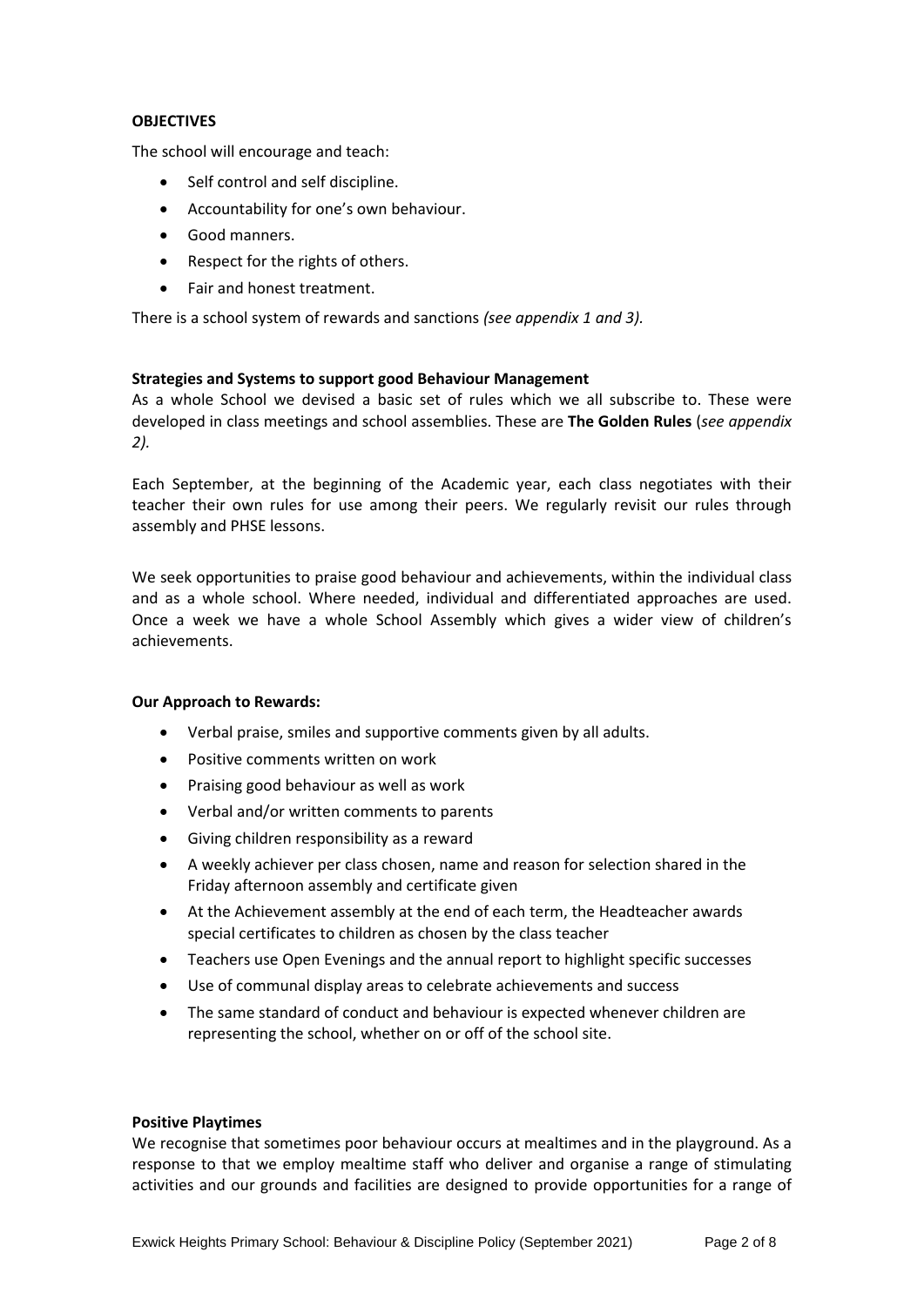**OBJECTIVES**

The school will encourage and teach:

- Self control and self discipline.
- Accountability for one's own behaviour.
- Good manners.
- Respect for the rights of others.
- Fair and honest treatment.

There is a school system of rewards and sanctions *(see appendix 1 and 3).*

**Strategies and Systems to support good Behaviour Management**

As a whole School we devised a basic set of rules which we all subscribe to. These were developed in class meetings and school assemblies. These are **The Golden Rules** (*see appendix 2).*

Each September, at the beginning of the Academic year, each class negotiates with their teacher their own rules for use among their peers. We regularly revisit our rules through assembly and PHSE lessons.

We seek opportunities to praise good behaviour and achievements, within the individual class and as a whole school. Where needed, individual and differentiated approaches are used. Once a week we have a whole School Assembly which gives a wider view of children's achievements.

**Our Approach to Rewards:**

- Verbal praise, smiles and supportive comments given by all adults.
- Positive comments written on work
- Praising good behaviour as well as work
- Verbal and/or written comments to parents
- Giving children responsibility as a reward
- A weekly achiever per class chosen, name and reason for selection shared in the Friday afternoon assembly and certificate given
- At the Achievement assembly at the end of each term, the Headteacher awards special certificates to children as chosen by the class teacher
- Teachers use Open Evenings and the annual report to highlight specific successes
- Use of communal display areas to celebrate achievements and success
- The same standard of conduct and behaviour is expected whenever children are representing the school, whether on or off of the school site.

**Positive Playtimes**

We recognise that sometimes poor behaviour occurs at mealtimes and in the playground. As a response to that we employ mealtime staff who deliver and organise a range of stimulating activities and our grounds and facilities are designed to provide opportunities for a range of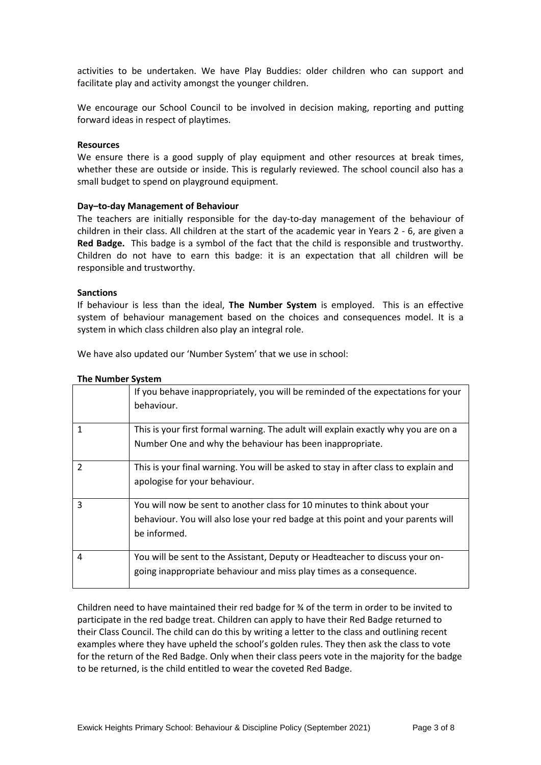activities to be undertaken. We have Play Buddies: older children who can support and facilitate play and activity amongst the younger children.

We encourage our School Council to be involved in decision making, reporting and putting forward ideas in respect of playtimes.

**Resources**

We ensure there is a good supply of play equipment and other resources at break times, whether these are outside or inside. This is regularly reviewed. The school council also has a small budget to spend on playground equipment.

**Day–to-day Management of Behaviour**

The teachers are initially responsible for the day-to-day management of the behaviour of children in their class. All children at the start of the academic year in Years 2 - 6, are given a **Red Badge.** This badge is a symbol of the fact that the child is responsible and trustworthy. Children do not have to earn this badge: it is an expectation that all children will be responsible and trustworthy.

**Sanctions**

If behaviour is less than the ideal, **The Number System** is employed. This is an effective system of behaviour management based on the choices and consequences model. It is a system in which class children also play an integral role.

We have also updated our 'Number System' that we use in school:

**The Number System**

| | |
|---|---|
| | If you behave inappropriately, you will be reminded of the expectations for your behaviour. |
| 1 | This is your first formal warning. The adult will explain exactly why you are on a Number One and why the behaviour has been inappropriate. |
| 2 | This is your final warning. You will be asked to stay in after class to explain and apologise for your behaviour. |
| 3 | You will now be sent to another class for 10 minutes to think about your behaviour. You will also lose your red badge at this point and your parents will be informed. |
| 4 | You will be sent to the Assistant, Deputy or Headteacher to discuss your on-going inappropriate behaviour and miss play times as a consequence. |

Children need to have maintained their red badge for ¾ of the term in order to be invited to participate in the red badge treat. Children can apply to have their Red Badge returned to their Class Council. The child can do this by writing a letter to the class and outlining recent examples where they have upheld the school's golden rules. They then ask the class to vote for the return of the Red Badge. Only when their class peers vote in the majority for the badge to be returned, is the child entitled to wear the coveted Red Badge.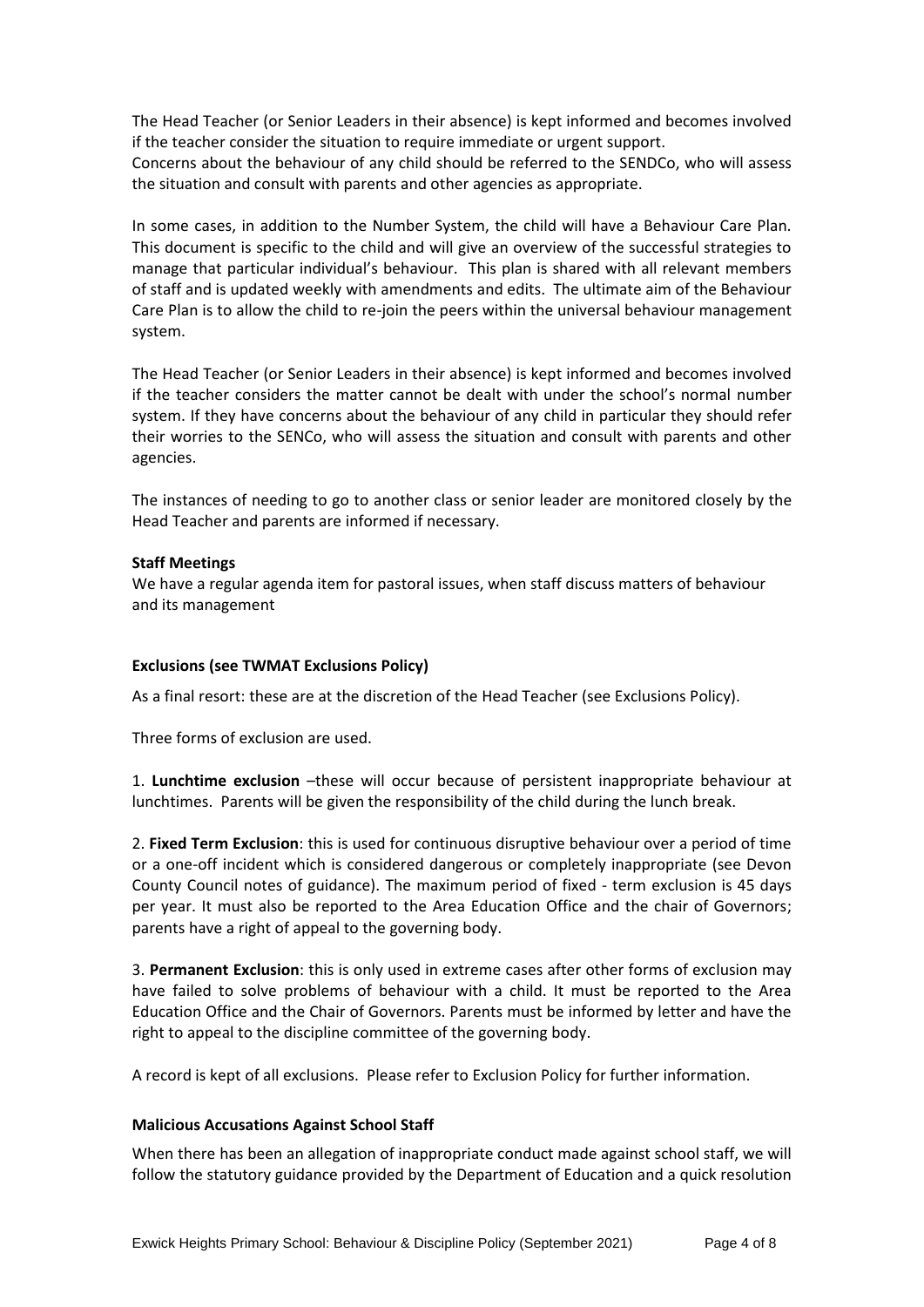The Head Teacher (or Senior Leaders in their absence) is kept informed and becomes involved if the teacher consider the situation to require immediate or urgent support.
Concerns about the behaviour of any child should be referred to the SENDCo, who will assess the situation and consult with parents and other agencies as appropriate.

In some cases, in addition to the Number System, the child will have a Behaviour Care Plan. This document is specific to the child and will give an overview of the successful strategies to manage that particular individual's behaviour. This plan is shared with all relevant members of staff and is updated weekly with amendments and edits. The ultimate aim of the Behaviour Care Plan is to allow the child to re-join the peers within the universal behaviour management system.

The Head Teacher (or Senior Leaders in their absence) is kept informed and becomes involved if the teacher considers the matter cannot be dealt with under the school's normal number system. If they have concerns about the behaviour of any child in particular they should refer their worries to the SENCo, who will assess the situation and consult with parents and other agencies.

The instances of needing to go to another class or senior leader are monitored closely by the Head Teacher and parents are informed if necessary.

**Staff Meetings**
We have a regular agenda item for pastoral issues, when staff discuss matters of behaviour and its management

**Exclusions (see TWMAT Exclusions Policy)**

As a final resort: these are at the discretion of the Head Teacher (see Exclusions Policy).

Three forms of exclusion are used.

1. **Lunchtime exclusion** –these will occur because of persistent inappropriate behaviour at lunchtimes. Parents will be given the responsibility of the child during the lunch break.

2. **Fixed Term Exclusion**: this is used for continuous disruptive behaviour over a period of time or a one-off incident which is considered dangerous or completely inappropriate (see Devon County Council notes of guidance). The maximum period of fixed - term exclusion is 45 days per year. It must also be reported to the Area Education Office and the chair of Governors; parents have a right of appeal to the governing body.

3. **Permanent Exclusion**: this is only used in extreme cases after other forms of exclusion may have failed to solve problems of behaviour with a child. It must be reported to the Area Education Office and the Chair of Governors. Parents must be informed by letter and have the right to appeal to the discipline committee of the governing body.

A record is kept of all exclusions. Please refer to Exclusion Policy for further information.

**Malicious Accusations Against School Staff**

When there has been an allegation of inappropriate conduct made against school staff, we will follow the statutory guidance provided by the Department of Education and a quick resolution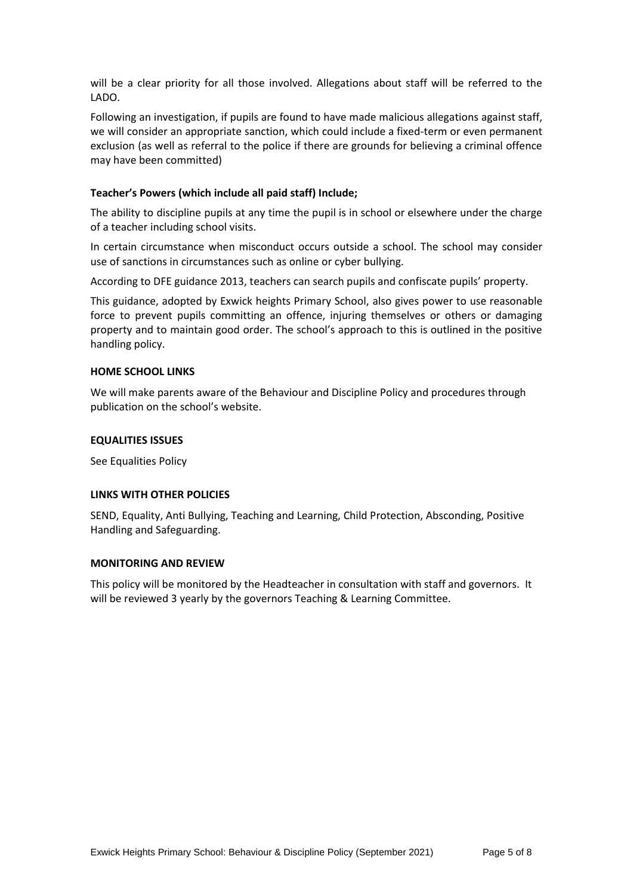will be a clear priority for all those involved. Allegations about staff will be referred to the LADO.

Following an investigation, if pupils are found to have made malicious allegations against staff, we will consider an appropriate sanction, which could include a fixed-term or even permanent exclusion (as well as referral to the police if there are grounds for believing a criminal offence may have been committed)

**Teacher's Powers (which include all paid staff) Include;**

The ability to discipline pupils at any time the pupil is in school or elsewhere under the charge of a teacher including school visits.

In certain circumstance when misconduct occurs outside a school. The school may consider use of sanctions in circumstances such as online or cyber bullying.

According to DFE guidance 2013, teachers can search pupils and confiscate pupils' property.

This guidance, adopted by Exwick heights Primary School, also gives power to use reasonable force to prevent pupils committing an offence, injuring themselves or others or damaging property and to maintain good order. The school's approach to this is outlined in the positive handling policy.

**HOME SCHOOL LINKS**

We will make parents aware of the Behaviour and Discipline Policy and procedures through publication on the school's website.

**EQUALITIES ISSUES**

See Equalities Policy

**LINKS WITH OTHER POLICIES**

SEND, Equality, Anti Bullying, Teaching and Learning, Child Protection, Absconding, Positive Handling and Safeguarding.

**MONITORING AND REVIEW**

This policy will be monitored by the Headteacher in consultation with staff and governors. It will be reviewed 3 yearly by the governors Teaching & Learning Committee.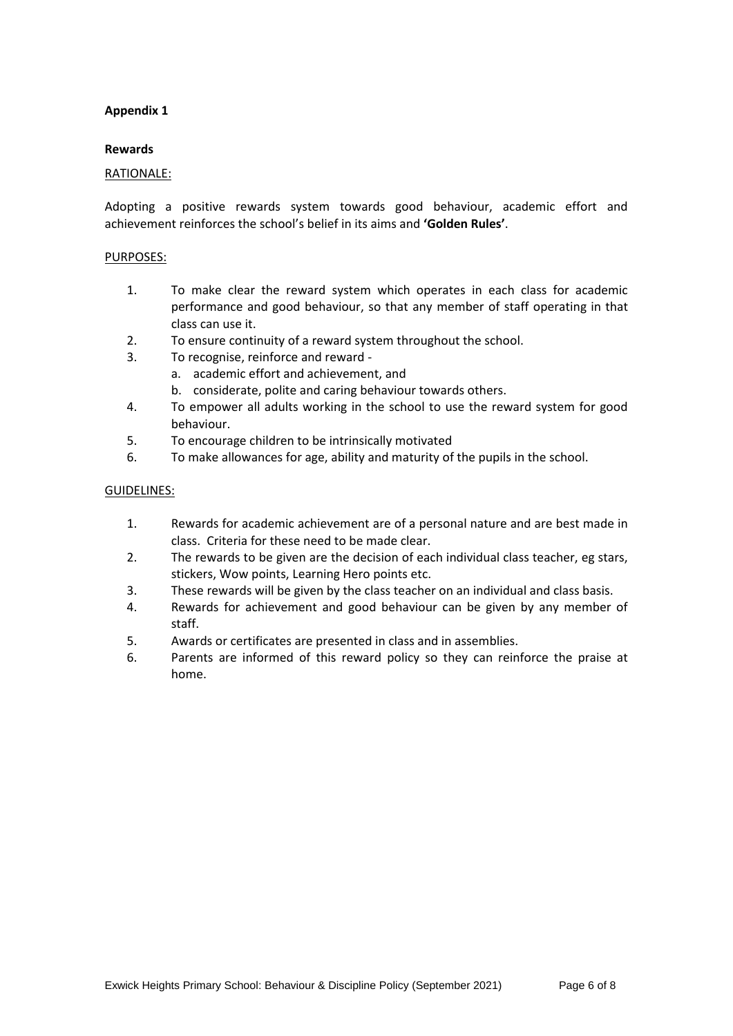**Appendix 1**

**Rewards**

RATIONALE:

Adopting a positive rewards system towards good behaviour, academic effort and achievement reinforces the school's belief in its aims and **'Golden Rules'**.

PURPOSES:

1. To make clear the reward system which operates in each class for academic performance and good behaviour, so that any member of staff operating in that class can use it.
2. To ensure continuity of a reward system throughout the school.
3. To recognise, reinforce and reward -
   a. academic effort and achievement, and
   b. considerate, polite and caring behaviour towards others.
4. To empower all adults working in the school to use the reward system for good behaviour.
5. To encourage children to be intrinsically motivated
6. To make allowances for age, ability and maturity of the pupils in the school.

GUIDELINES:

1. Rewards for academic achievement are of a personal nature and are best made in class. Criteria for these need to be made clear.
2. The rewards to be given are the decision of each individual class teacher, eg stars, stickers, Wow points, Learning Hero points etc.
3. These rewards will be given by the class teacher on an individual and class basis.
4. Rewards for achievement and good behaviour can be given by any member of staff.
5. Awards or certificates are presented in class and in assemblies.
6. Parents are informed of this reward policy so they can reinforce the praise at home.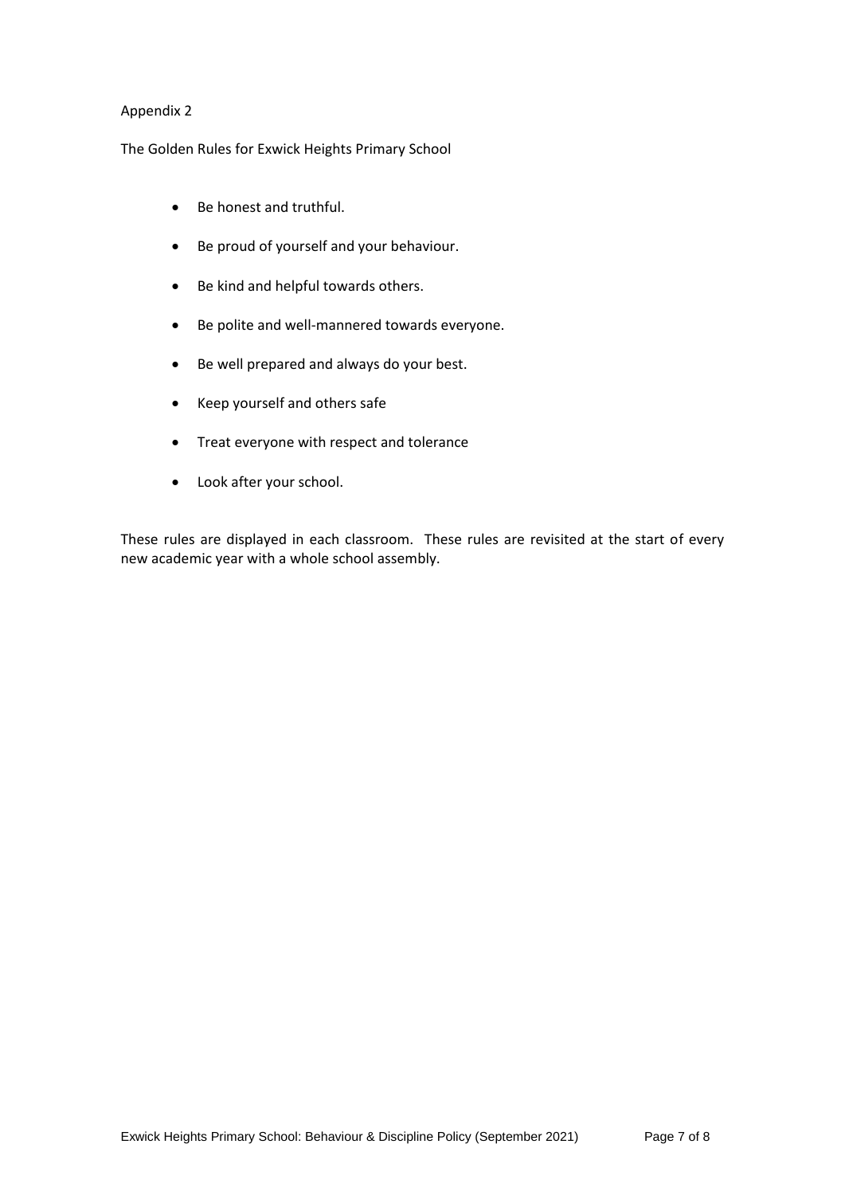Appendix 2

The Golden Rules for Exwick Heights Primary School

- Be honest and truthful.
- Be proud of yourself and your behaviour.
- Be kind and helpful towards others.
- Be polite and well-mannered towards everyone.
- Be well prepared and always do your best.
- Keep yourself and others safe
- Treat everyone with respect and tolerance
- Look after your school.

These rules are displayed in each classroom. These rules are revisited at the start of every new academic year with a whole school assembly.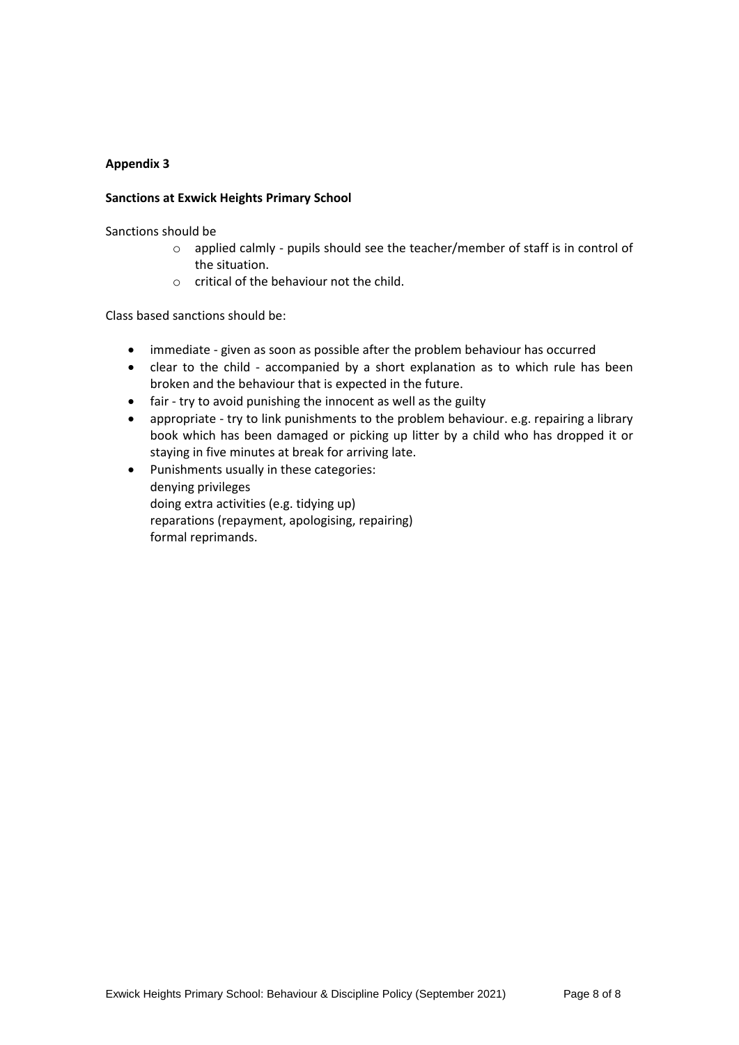**Appendix 3**

**Sanctions at Exwick Heights Primary School**

Sanctions should be

- applied calmly - pupils should see the teacher/member of staff is in control of the situation.
- critical of the behaviour not the child.

Class based sanctions should be:

- immediate - given as soon as possible after the problem behaviour has occurred
- clear to the child - accompanied by a short explanation as to which rule has been broken and the behaviour that is expected in the future.
- fair - try to avoid punishing the innocent as well as the guilty
- appropriate - try to link punishments to the problem behaviour. e.g. repairing a library book which has been damaged or picking up litter by a child who has dropped it or staying in five minutes at break for arriving late.
- Punishments usually in these categories:
  denying privileges
  doing extra activities (e.g. tidying up)
  reparations (repayment, apologising, repairing)
  formal reprimands.